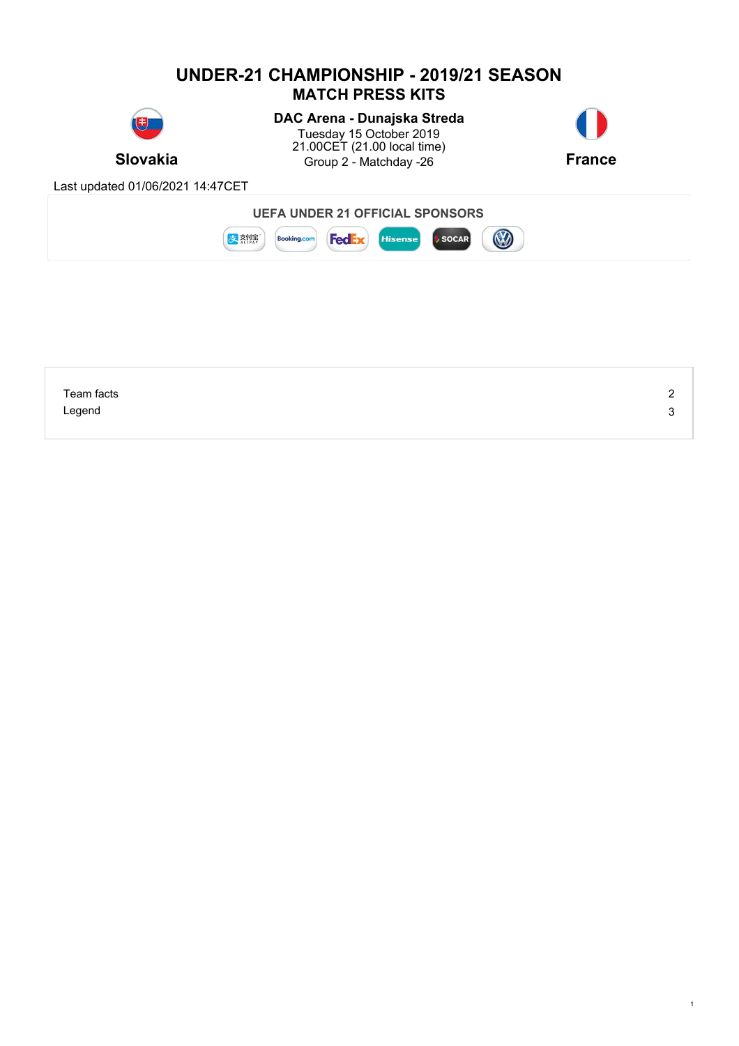# UNDER-21 CHAMPIONSHIP - 2019/21 SEASON

## MATCH PRESS KITS

**Slovakia**

**DAC Arena - Dunajska Streda**
Tuesday 15 October 2019
21.00CET (21.00 local time)
Group 2 - Matchday -26

**France**

Last updated 01/06/2021 14:47CET

**UEFA UNDER 21 OFFICIAL SPONSORS**

| | |
|---|---|
| Team facts | 2 |
| Legend | 3 |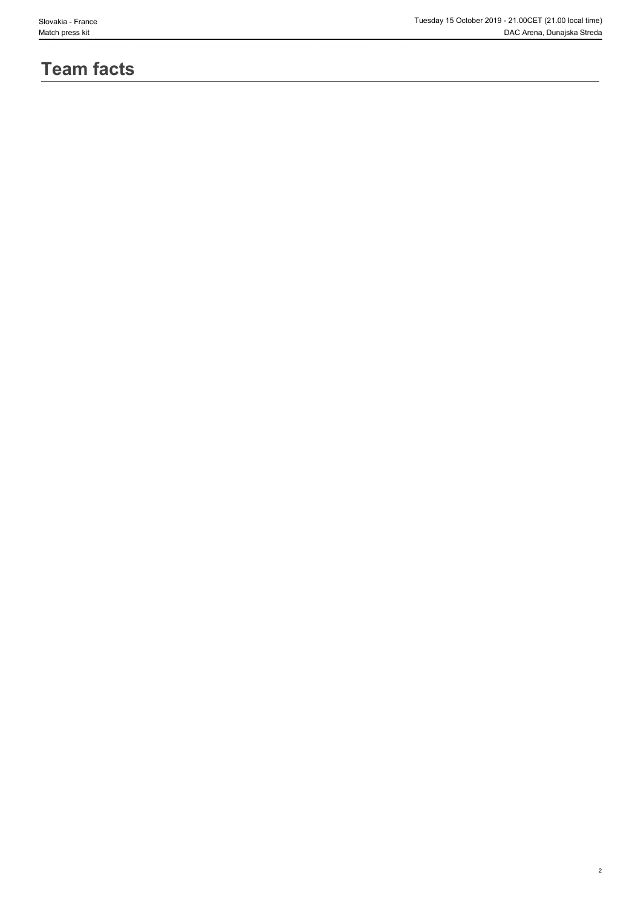# Team facts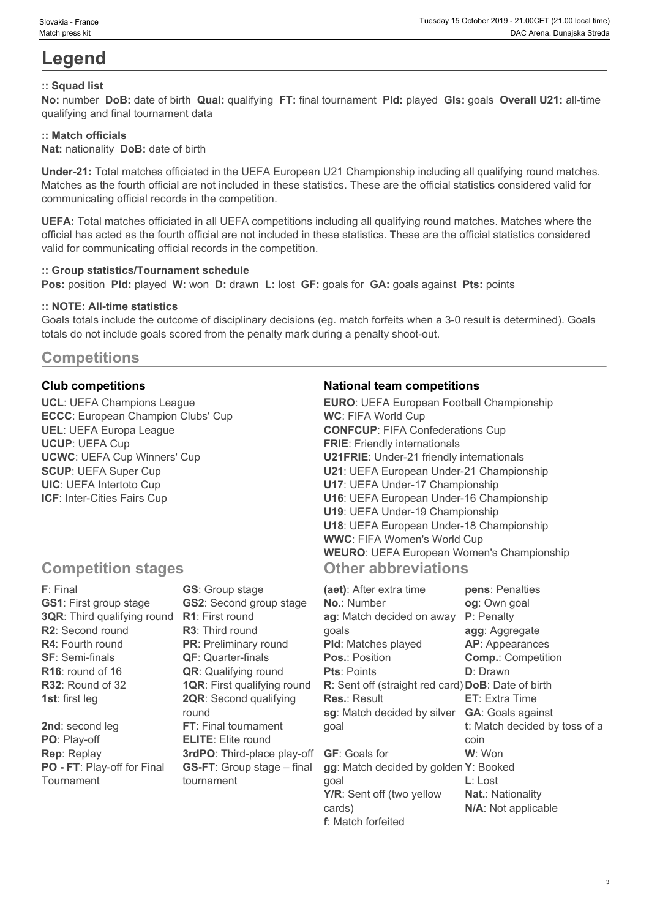# Legend

### :: Squad list

**No:** number **DoB:** date of birth **Qual:** qualifying **FT:** final tournament **Pld:** played **Gls:** goals **Overall U21:** all-time qualifying and final tournament data

### :: Match officials

**Nat:** nationality **DoB:** date of birth

**Under-21:** Total matches officiated in the UEFA European U21 Championship including all qualifying round matches. Matches as the fourth official are not included in these statistics. These are the official statistics considered valid for communicating official records in the competition.

**UEFA:** Total matches officiated in all UEFA competitions including all qualifying round matches. Matches where the official has acted as the fourth official are not included in these statistics. These are the official statistics considered valid for communicating official records in the competition.

### :: Group statistics/Tournament schedule

**Pos:** position **Pld:** played **W:** won **D:** drawn **L:** lost **GF:** goals for **GA:** goals against **Pts:** points

### :: NOTE: All-time statistics

Goals totals include the outcome of disciplinary decisions (eg. match forfeits when a 3-0 result is determined). Goals totals do not include goals scored from the penalty mark during a penalty shoot-out.

## Competitions

### Club competitions

**UCL**: UEFA Champions League
**ECCC**: European Champion Clubs' Cup
**UEL**: UEFA Europa League
**UCUP**: UEFA Cup
**UCWC**: UEFA Cup Winners' Cup
**SCUP**: UEFA Super Cup
**UIC**: UEFA Intertoto Cup
**ICF**: Inter-Cities Fairs Cup

### National team competitions

**EURO**: UEFA European Football Championship
**WC**: FIFA World Cup
**CONFCUP**: FIFA Confederations Cup
**FRIE**: Friendly internationals
**U21FRIE**: Under-21 friendly internationals
**U21**: UEFA European Under-21 Championship
**U17**: UEFA Under-17 Championship
**U16**: UEFA European Under-16 Championship
**U19**: UEFA Under-19 Championship
**U18**: UEFA European Under-18 Championship
**WWC**: FIFA Women's World Cup
**WEURO**: UEFA European Women's Championship

## Competition stages

**F**: Final
**GS1**: First group stage
**3QR**: Third qualifying round
**R2**: Second round
**R4**: Fourth round
**SF**: Semi-finals
**R16**: round of 16
**R32**: Round of 32
**1st**: first leg
**2nd**: second leg
**PO**: Play-off
**Rep**: Replay
**PO - FT**: Play-off for Final Tournament
**GS**: Group stage
**GS2**: Second group stage
**R1**: First round
**R3**: Third round
**PR**: Preliminary round
**QF**: Quarter-finals
**QR**: Qualifying round
**1QR**: First qualifying round
**2QR**: Second qualifying round
**FT**: Final tournament
**ELITE**: Elite round
**3rdPO**: Third-place play-off
**GS-FT**: Group stage – final tournament

## Other abbreviations

**(aet)**: After extra time
**No.**: Number
**ag**: Match decided on away goals
**Pld**: Matches played
**Pos.**: Position
**Pts**: Points
**R**: Sent off (straight red card)
**Res.**: Result
**sg**: Match decided by silver goal
**GF**: Goals for
**gg**: Match decided by golden goal
**Y/R**: Sent off (two yellow cards)
**f**: Match forfeited
**pens**: Penalties
**og**: Own goal
**P**: Penalty
**agg**: Aggregate
**AP**: Appearances
**Comp.**: Competition
**D**: Drawn
**DoB**: Date of birth
**ET**: Extra Time
**GA**: Goals against
**t**: Match decided by toss of a coin
**W**: Won
**Y**: Booked
**L**: Lost
**Nat.**: Nationality
**N/A**: Not applicable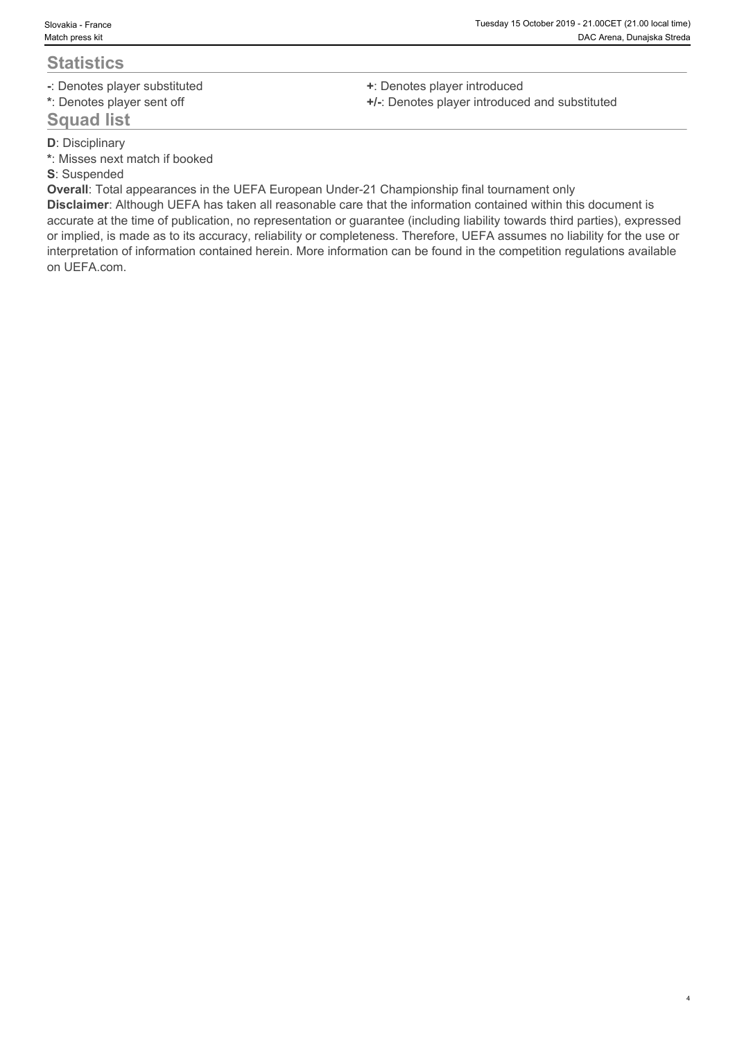## Statistics

**-**: Denotes player substituted

**+**: Denotes player introduced

**\***: Denotes player sent off

**+/-**: Denotes player introduced and substituted

## Squad list

**D**: Disciplinary

**\***: Misses next match if booked

**S**: Suspended

**Overall**: Total appearances in the UEFA European Under-21 Championship final tournament only

**Disclaimer**: Although UEFA has taken all reasonable care that the information contained within this document is accurate at the time of publication, no representation or guarantee (including liability towards third parties), expressed or implied, is made as to its accuracy, reliability or completeness. Therefore, UEFA assumes no liability for the use or interpretation of information contained herein. More information can be found in the competition regulations available on UEFA.com.